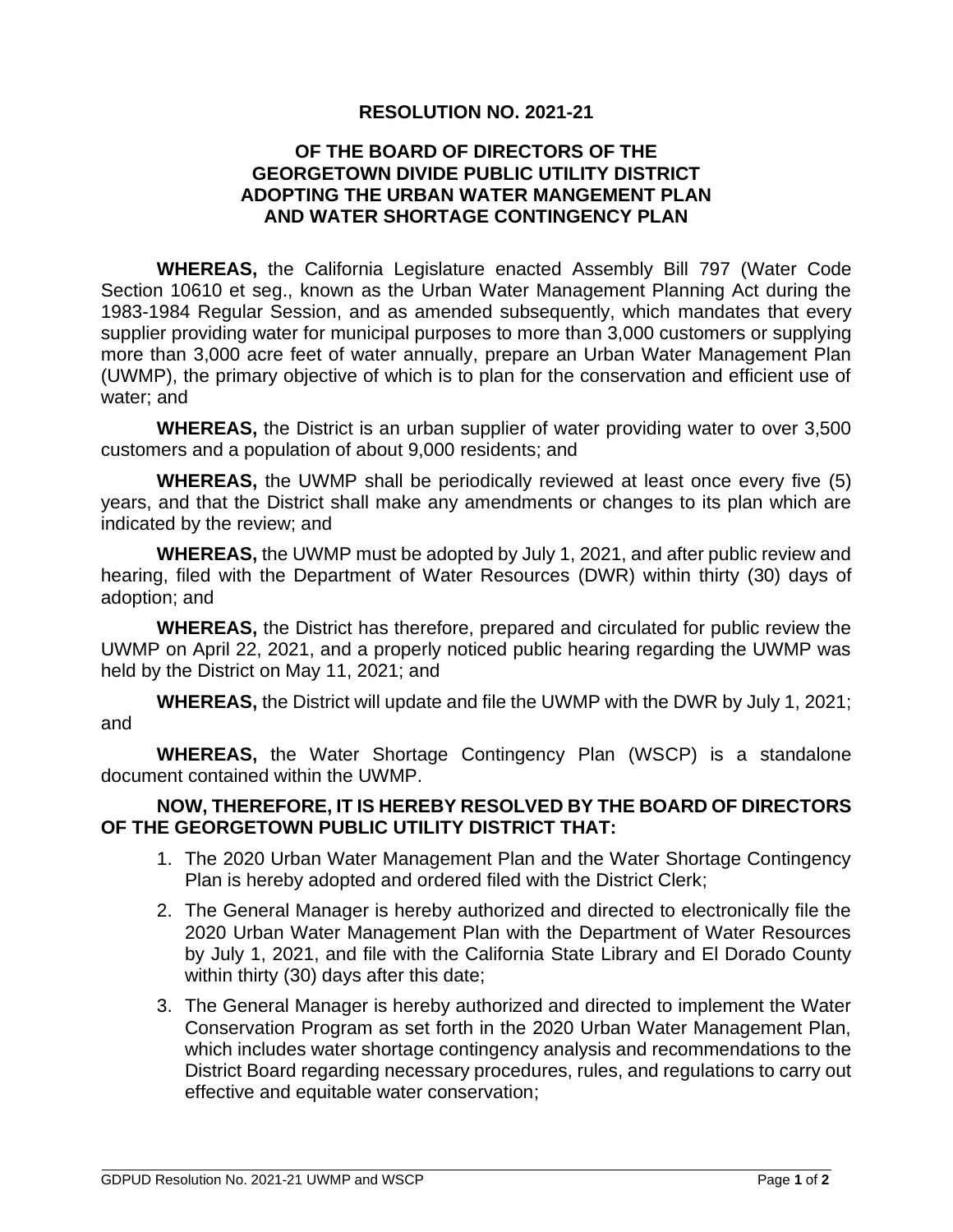# RESOLUTION NO. 2021-21

## OF THE BOARD OF DIRECTORS OF THE GEORGETOWN DIVIDE PUBLIC UTILITY DISTRICT ADOPTING THE URBAN WATER MANGEMENT PLAN AND WATER SHORTAGE CONTINGENCY PLAN

**WHEREAS,** the California Legislature enacted Assembly Bill 797 (Water Code Section 10610 et seq., known as the Urban Water Management Planning Act during the 1983-1984 Regular Session, and as amended subsequently, which mandates that every supplier providing water for municipal purposes to more than 3,000 customers or supplying more than 3,000 acre feet of water annually, prepare an Urban Water Management Plan (UWMP), the primary objective of which is to plan for the conservation and efficient use of water; and

**WHEREAS,** the District is an urban supplier of water providing water to over 3,500 customers and a population of about 9,000 residents; and

**WHEREAS,** the UWMP shall be periodically reviewed at least once every five (5) years, and that the District shall make any amendments or changes to its plan which are indicated by the review; and

**WHEREAS,** the UWMP must be adopted by July 1, 2021, and after public review and hearing, filed with the Department of Water Resources (DWR) within thirty (30) days of adoption; and

**WHEREAS,** the District has therefore, prepared and circulated for public review the UWMP on April 22, 2021, and a properly noticed public hearing regarding the UWMP was held by the District on May 11, 2021; and

**WHEREAS,** the District will update and file the UWMP with the DWR by July 1, 2021; and

**WHEREAS,** the Water Shortage Contingency Plan (WSCP) is a standalone document contained within the UWMP.

**NOW, THEREFORE, IT IS HEREBY RESOLVED BY THE BOARD OF DIRECTORS OF THE GEORGETOWN PUBLIC UTILITY DISTRICT THAT:**

1. The 2020 Urban Water Management Plan and the Water Shortage Contingency Plan is hereby adopted and ordered filed with the District Clerk;
2. The General Manager is hereby authorized and directed to electronically file the 2020 Urban Water Management Plan with the Department of Water Resources by July 1, 2021, and file with the California State Library and El Dorado County within thirty (30) days after this date;
3. The General Manager is hereby authorized and directed to implement the Water Conservation Program as set forth in the 2020 Urban Water Management Plan, which includes water shortage contingency analysis and recommendations to the District Board regarding necessary procedures, rules, and regulations to carry out effective and equitable water conservation;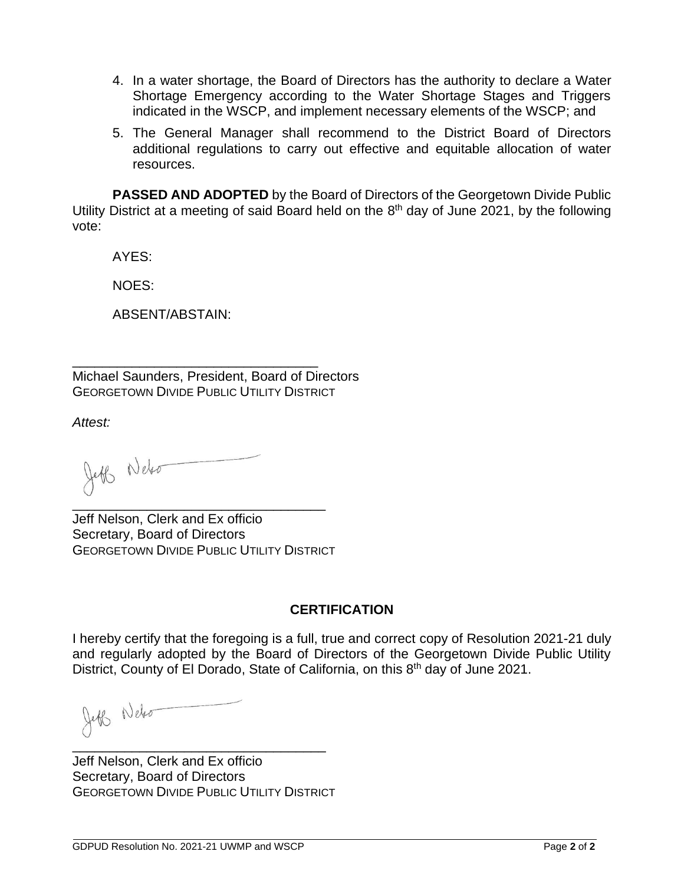4. In a water shortage, the Board of Directors has the authority to declare a Water Shortage Emergency according to the Water Shortage Stages and Triggers indicated in the WSCP, and implement necessary elements of the WSCP; and

5. The General Manager shall recommend to the District Board of Directors additional regulations to carry out effective and equitable allocation of water resources.

**PASSED AND ADOPTED** by the Board of Directors of the Georgetown Divide Public Utility District at a meeting of said Board held on the 8th day of June 2021, by the following vote:

AYES:

NOES:

ABSENT/ABSTAIN:

\_\_\_\_\_\_\_\_\_\_\_\_\_\_\_\_\_\_\_\_\_\_\_\_\_\_\_\_\_\_\_\_\_\_
Michael Saunders, President, Board of Directors
GEORGETOWN DIVIDE PUBLIC UTILITY DISTRICT

*Attest:*

Jeff Nelson

\_\_\_\_\_\_\_\_\_\_\_\_\_\_\_\_\_\_\_\_\_\_\_\_\_\_\_\_\_\_\_\_\_\_
Jeff Nelson, Clerk and Ex officio
Secretary, Board of Directors
GEORGETOWN DIVIDE PUBLIC UTILITY DISTRICT

## CERTIFICATION

I hereby certify that the foregoing is a full, true and correct copy of Resolution 2021-21 duly and regularly adopted by the Board of Directors of the Georgetown Divide Public Utility District, County of El Dorado, State of California, on this 8th day of June 2021.

Jeff Nelson

\_\_\_\_\_\_\_\_\_\_\_\_\_\_\_\_\_\_\_\_\_\_\_\_\_\_\_\_\_\_\_\_\_\_
Jeff Nelson, Clerk and Ex officio
Secretary, Board of Directors
GEORGETOWN DIVIDE PUBLIC UTILITY DISTRICT